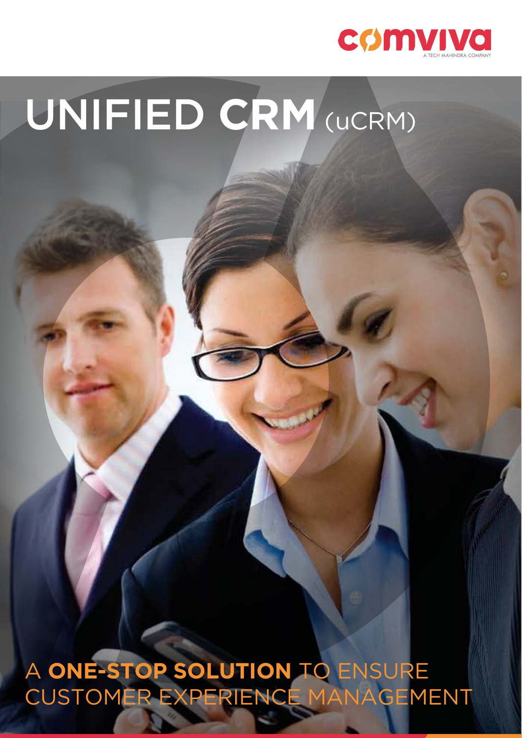comviva

A TECH MAHINDRA COMPANY

# UNIFIED **CRM** (uCRM)

A **ONE-STOP SOLUTION** TO ENSURE CUSTOMER EXPERIENCE MANAGEMENT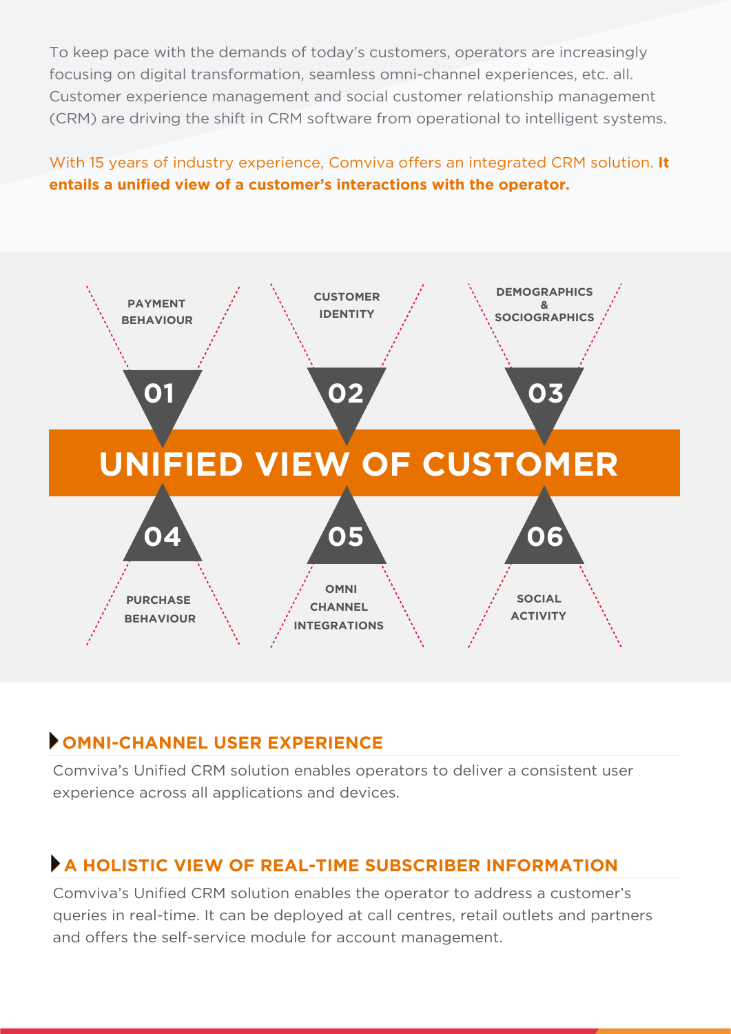To keep pace with the demands of today's customers, operators are increasingly focusing on digital transformation, seamless omni-channel experiences, etc. all. Customer experience management and social customer relationship management (CRM) are driving the shift in CRM software from operational to intelligent systems.

With 15 years of industry experience, Comviva offers an integrated CRM solution. **It entails a unified view of a customer's interactions with the operator.**

## UNIFIED VIEW OF CUSTOMER

- **01** PAYMENT BEHAVIOUR
- **02** CUSTOMER IDENTITY
- **03** DEMOGRAPHICS & SOCIOGRAPHICS
- **04** PURCHASE BEHAVIOUR
- **05** OMNI CHANNEL INTEGRATIONS
- **06** SOCIAL ACTIVITY

## OMNI-CHANNEL USER EXPERIENCE

Comviva's Unified CRM solution enables operators to deliver a consistent user experience across all applications and devices.

## A HOLISTIC VIEW OF REAL-TIME SUBSCRIBER INFORMATION

Comviva's Unified CRM solution enables the operator to address a customer's queries in real-time. It can be deployed at call centres, retail outlets and partners and offers the self-service module for account management.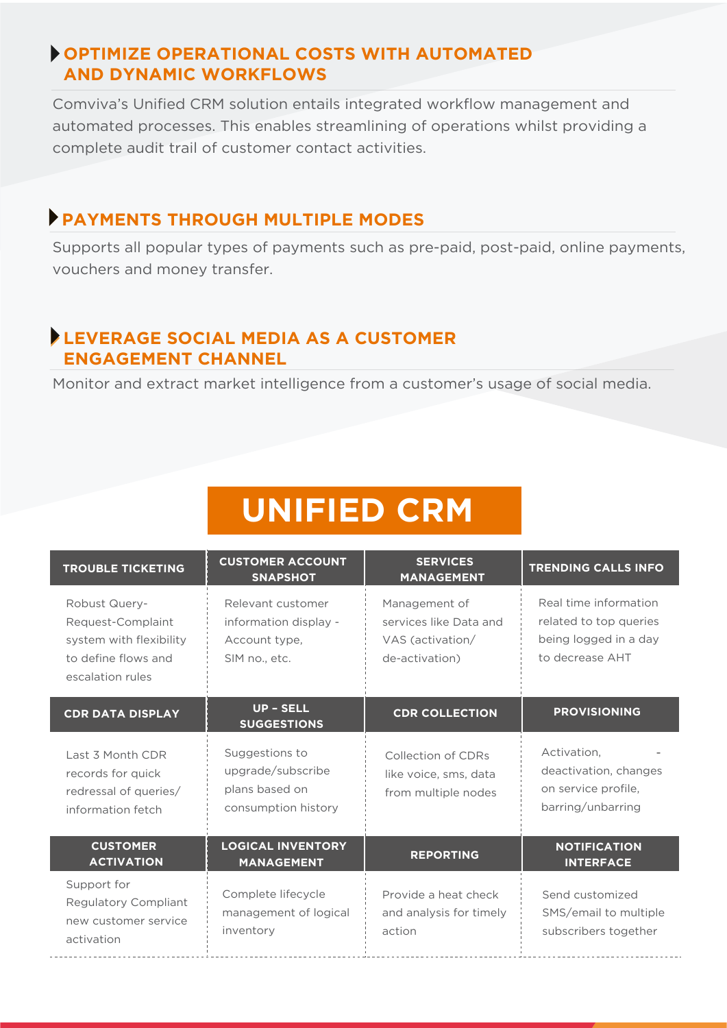### OPTIMIZE OPERATIONAL COSTS WITH AUTOMATED AND DYNAMIC WORKFLOWS

Comviva's Unified CRM solution entails integrated workflow management and automated processes. This enables streamlining of operations whilst providing a complete audit trail of customer contact activities.

### PAYMENTS THROUGH MULTIPLE MODES

Supports all popular types of payments such as pre-paid, post-paid, online payments, vouchers and money transfer.

### LEVERAGE SOCIAL MEDIA AS A CUSTOMER ENGAGEMENT CHANNEL

Monitor and extract market intelligence from a customer's usage of social media.

## UNIFIED CRM

| TROUBLE TICKETING | CUSTOMER ACCOUNT SNAPSHOT | SERVICES MANAGEMENT | TRENDING CALLS INFO |
|---|---|---|---|
| Robust Query-Request-Complaint system with flexibility to define flows and escalation rules | Relevant customer information display - Account type, SIM no., etc. | Management of services like Data and VAS (activation/ de-activation) | Real time information related to top queries being logged in a day to decrease AHT |
| **CDR DATA DISPLAY** | **UP – SELL SUGGESTIONS** | **CDR COLLECTION** | **PROVISIONING** |
| Last 3 Month CDR records for quick redressal of queries/ information fetch | Suggestions to upgrade/subscribe plans based on consumption history | Collection of CDRs like voice, sms, data from multiple nodes | Activation, - deactivation, changes on service profile, barring/unbarring |
| **CUSTOMER ACTIVATION** | **LOGICAL INVENTORY MANAGEMENT** | **REPORTING** | **NOTIFICATION INTERFACE** |
| Support for Regulatory Compliant new customer service activation | Complete lifecycle management of logical inventory | Provide a heat check and analysis for timely action | Send customized SMS/email to multiple subscribers together |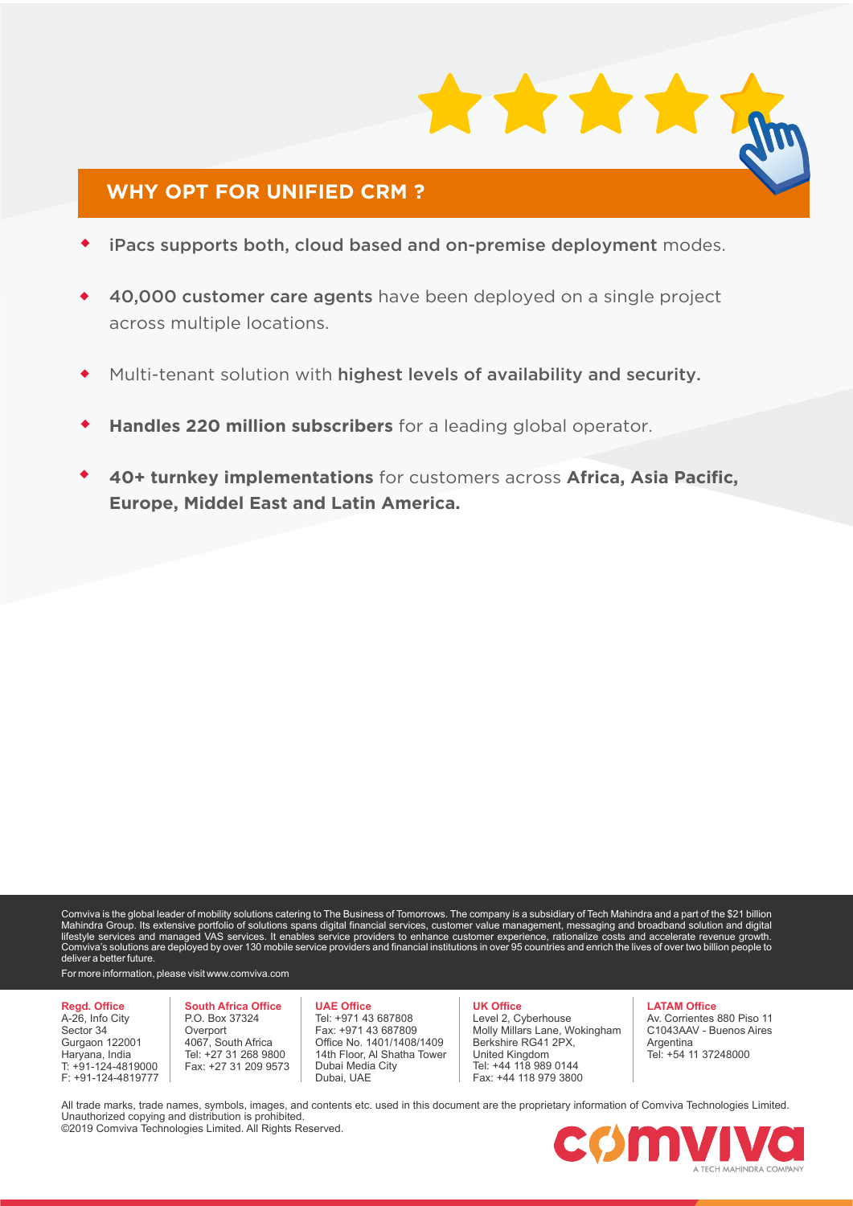## WHY OPT FOR UNIFIED CRM ?

- iPacs supports both, **cloud based and on-premise deployment** modes.
- **40,000 customer care agents** have been deployed on a single project across multiple locations.
- Multi-tenant solution with **highest levels of availability and security.**
- **Handles 220 million subscribers** for a leading global operator.
- **40+ turnkey implementations** for customers across **Africa, Asia Pacific, Europe, Middel East and Latin America.**

Comviva is the global leader of mobility solutions catering to The Business of Tomorrows. The company is a subsidiary of Tech Mahindra and a part of the $21 billion Mahindra Group. Its extensive portfolio of solutions spans digital financial services, customer value management, messaging and broadband solution and digital lifestyle services and managed VAS services. It enables service providers to enhance customer experience, rationalize costs and accelerate revenue growth. Comviva's solutions are deployed by over 130 mobile service providers and financial institutions in over 95 countries and enrich the lives of over two billion people to deliver a better future.

For more information, please visit www.comviva.com

**Regd. Office**
A-26, Info City
Sector 34
Gurgaon 122001
Haryana, India
T: +91-124-4819000
F: +91-124-4819777

**South Africa Office**
P.O. Box 37324
Overport
4067, South Africa
Tel: +27 31 268 9800
Fax: +27 31 209 9573

**UAE Office**
Tel: +971 43 687808
Fax: +971 43 687809
Office No. 1401/1408/1409
14th Floor, Al Shatha Tower
Dubai Media City
Dubai, UAE

**UK Office**
Level 2, Cyberhouse
Molly Millars Lane, Wokingham
Berkshire RG41 2PX,
United Kingdom
Tel: +44 118 989 0144
Fax: +44 118 979 3800

**LATAM Office**
Av. Corrientes 880 Piso 11
C1043AAV - Buenos Aires
Argentina
Tel: +54 11 37248000

All trade marks, trade names, symbols, images, and contents etc. used in this document are the proprietary information of Comviva Technologies Limited. Unauthorized copying and distribution is prohibited.
©2019 Comviva Technologies Limited. All Rights Reserved.

comviva
A TECH MAHINDRA COMPANY